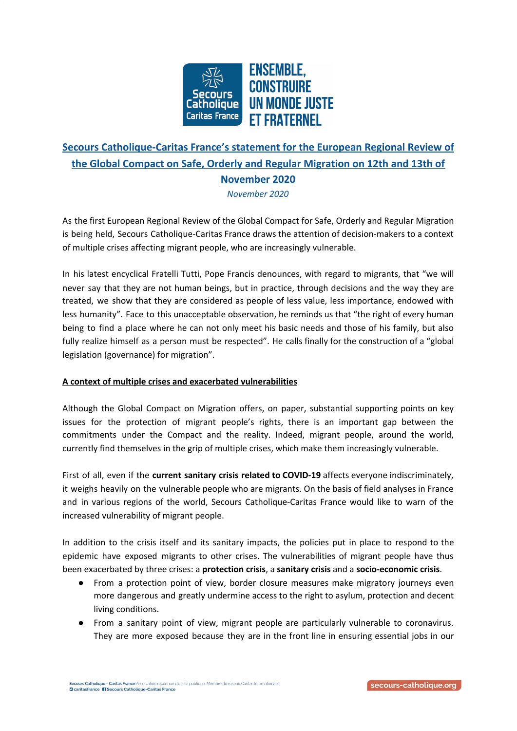# Secours Catholique-Caritas France's statement for the European Regional Review of the Global Compact on Safe, Orderly and Regular Migration on 12th and 13th of November 2020

*November 2020*

As the first European Regional Review of the Global Compact for Safe, Orderly and Regular Migration is being held, Secours Catholique-Caritas France draws the attention of decision-makers to a context of multiple crises affecting migrant people, who are increasingly vulnerable.

In his latest encyclical Fratelli Tutti, Pope Francis denounces, with regard to migrants, that "we will never say that they are not human beings, but in practice, through decisions and the way they are treated, we show that they are considered as people of less value, less importance, endowed with less humanity". Face to this unacceptable observation, he reminds us that "the right of every human being to find a place where he can not only meet his basic needs and those of his family, but also fully realize himself as a person must be respected". He calls finally for the construction of a "global legislation (governance) for migration".

## A context of multiple crises and exacerbated vulnerabilities

Although the Global Compact on Migration offers, on paper, substantial supporting points on key issues for the protection of migrant people's rights, there is an important gap between the commitments under the Compact and the reality. Indeed, migrant people, around the world, currently find themselves in the grip of multiple crises, which make them increasingly vulnerable.

First of all, even if the **current sanitary crisis related to COVID-19** affects everyone indiscriminately, it weighs heavily on the vulnerable people who are migrants. On the basis of field analyses in France and in various regions of the world, Secours Catholique-Caritas France would like to warn of the increased vulnerability of migrant people.

In addition to the crisis itself and its sanitary impacts, the policies put in place to respond to the epidemic have exposed migrants to other crises. The vulnerabilities of migrant people have thus been exacerbated by three crises: a **protection crisis**, a **sanitary crisis** and a **socio-economic crisis**.

- From a protection point of view, border closure measures make migratory journeys even more dangerous and greatly undermine access to the right to asylum, protection and decent living conditions.
- From a sanitary point of view, migrant people are particularly vulnerable to coronavirus. They are more exposed because they are in the front line in ensuring essential jobs in our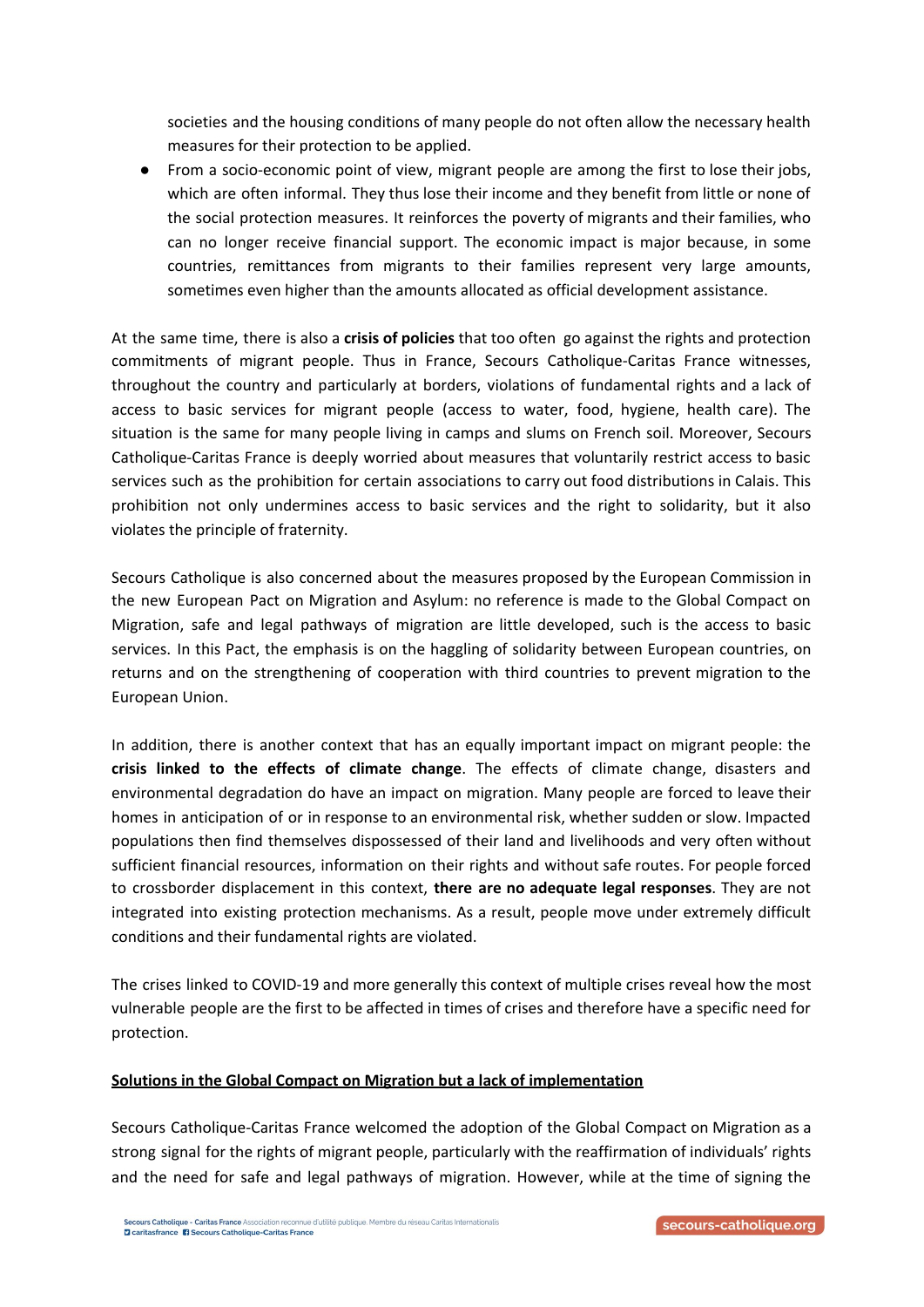societies and the housing conditions of many people do not often allow the necessary health measures for their protection to be applied.

- From a socio-economic point of view, migrant people are among the first to lose their jobs, which are often informal. They thus lose their income and they benefit from little or none of the social protection measures. It reinforces the poverty of migrants and their families, who can no longer receive financial support. The economic impact is major because, in some countries, remittances from migrants to their families represent very large amounts, sometimes even higher than the amounts allocated as official development assistance.

At the same time, there is also a **crisis of policies** that too often go against the rights and protection commitments of migrant people. Thus in France, Secours Catholique-Caritas France witnesses, throughout the country and particularly at borders, violations of fundamental rights and a lack of access to basic services for migrant people (access to water, food, hygiene, health care). The situation is the same for many people living in camps and slums on French soil. Moreover, Secours Catholique-Caritas France is deeply worried about measures that voluntarily restrict access to basic services such as the prohibition for certain associations to carry out food distributions in Calais. This prohibition not only undermines access to basic services and the right to solidarity, but it also violates the principle of fraternity.

Secours Catholique is also concerned about the measures proposed by the European Commission in the new European Pact on Migration and Asylum: no reference is made to the Global Compact on Migration, safe and legal pathways of migration are little developed, such is the access to basic services. In this Pact, the emphasis is on the haggling of solidarity between European countries, on returns and on the strengthening of cooperation with third countries to prevent migration to the European Union.

In addition, there is another context that has an equally important impact on migrant people: the **crisis linked to the effects of climate change**. The effects of climate change, disasters and environmental degradation do have an impact on migration. Many people are forced to leave their homes in anticipation of or in response to an environmental risk, whether sudden or slow. Impacted populations then find themselves dispossessed of their land and livelihoods and very often without sufficient financial resources, information on their rights and without safe routes. For people forced to crossborder displacement in this context, **there are no adequate legal responses**. They are not integrated into existing protection mechanisms. As a result, people move under extremely difficult conditions and their fundamental rights are violated.

The crises linked to COVID-19 and more generally this context of multiple crises reveal how the most vulnerable people are the first to be affected in times of crises and therefore have a specific need for protection.

**Solutions in the Global Compact on Migration but a lack of implementation**

Secours Catholique-Caritas France welcomed the adoption of the Global Compact on Migration as a strong signal for the rights of migrant people, particularly with the reaffirmation of individuals' rights and the need for safe and legal pathways of migration. However, while at the time of signing the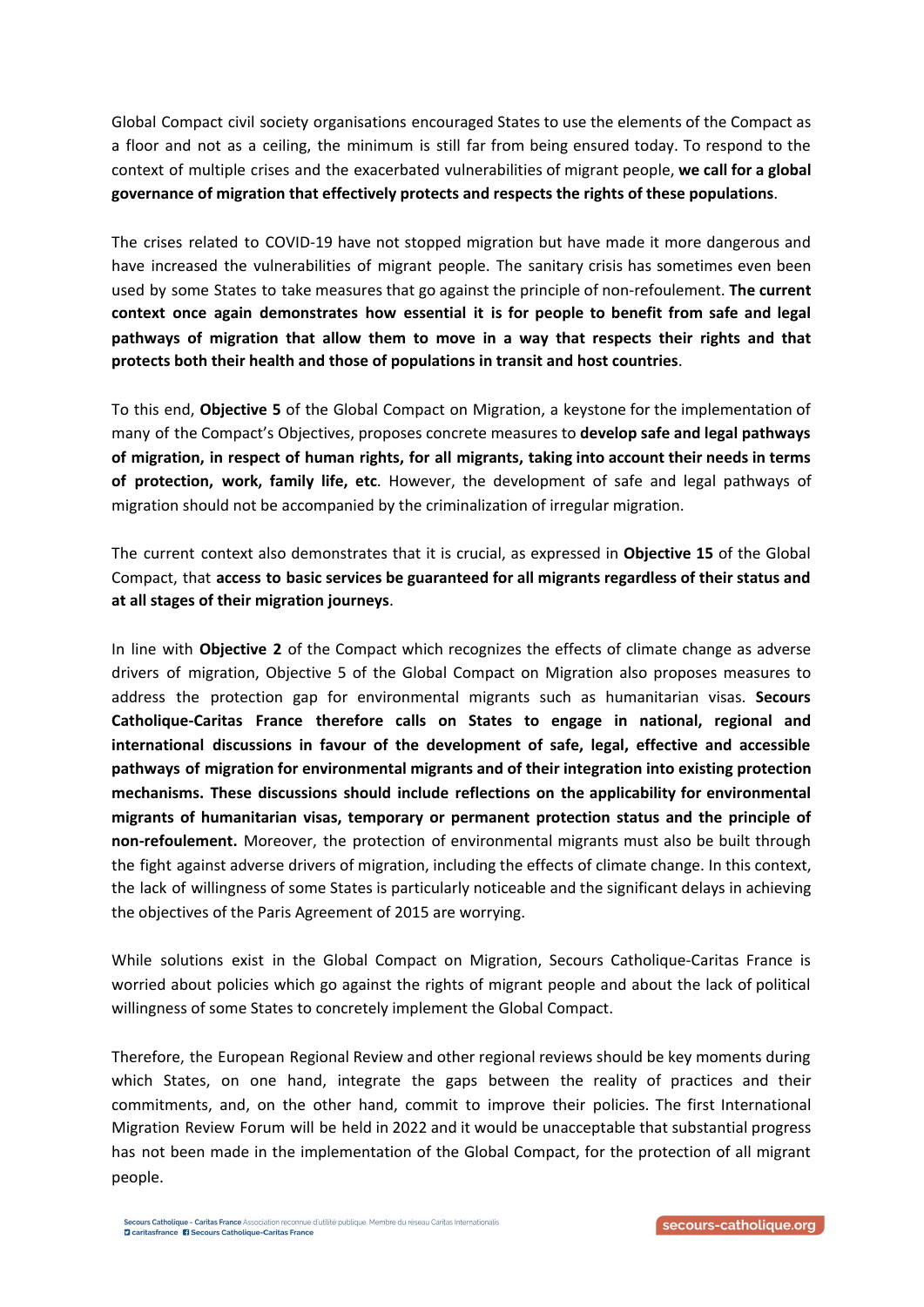Global Compact civil society organisations encouraged States to use the elements of the Compact as a floor and not as a ceiling, the minimum is still far from being ensured today. To respond to the context of multiple crises and the exacerbated vulnerabilities of migrant people, **we call for a global governance of migration that effectively protects and respects the rights of these populations**.

The crises related to COVID-19 have not stopped migration but have made it more dangerous and have increased the vulnerabilities of migrant people. The sanitary crisis has sometimes even been used by some States to take measures that go against the principle of non-refoulement. **The current context once again demonstrates how essential it is for people to benefit from safe and legal pathways of migration that allow them to move in a way that respects their rights and that protects both their health and those of populations in transit and host countries**.

To this end, **Objective 5** of the Global Compact on Migration, a keystone for the implementation of many of the Compact's Objectives, proposes concrete measures to **develop safe and legal pathways of migration, in respect of human rights, for all migrants, taking into account their needs in terms of protection, work, family life, etc**. However, the development of safe and legal pathways of migration should not be accompanied by the criminalization of irregular migration.

The current context also demonstrates that it is crucial, as expressed in **Objective 15** of the Global Compact, that **access to basic services be guaranteed for all migrants regardless of their status and at all stages of their migration journeys**.

In line with **Objective 2** of the Compact which recognizes the effects of climate change as adverse drivers of migration, Objective 5 of the Global Compact on Migration also proposes measures to address the protection gap for environmental migrants such as humanitarian visas. **Secours Catholique-Caritas France therefore calls on States to engage in national, regional and international discussions in favour of the development of safe, legal, effective and accessible pathways of migration for environmental migrants and of their integration into existing protection mechanisms. These discussions should include reflections on the applicability for environmental migrants of humanitarian visas, temporary or permanent protection status and the principle of non-refoulement.** Moreover, the protection of environmental migrants must also be built through the fight against adverse drivers of migration, including the effects of climate change. In this context, the lack of willingness of some States is particularly noticeable and the significant delays in achieving the objectives of the Paris Agreement of 2015 are worrying.

While solutions exist in the Global Compact on Migration, Secours Catholique-Caritas France is worried about policies which go against the rights of migrant people and about the lack of political willingness of some States to concretely implement the Global Compact.

Therefore, the European Regional Review and other regional reviews should be key moments during which States, on one hand, integrate the gaps between the reality of practices and their commitments, and, on the other hand, commit to improve their policies. The first International Migration Review Forum will be held in 2022 and it would be unacceptable that substantial progress has not been made in the implementation of the Global Compact, for the protection of all migrant people.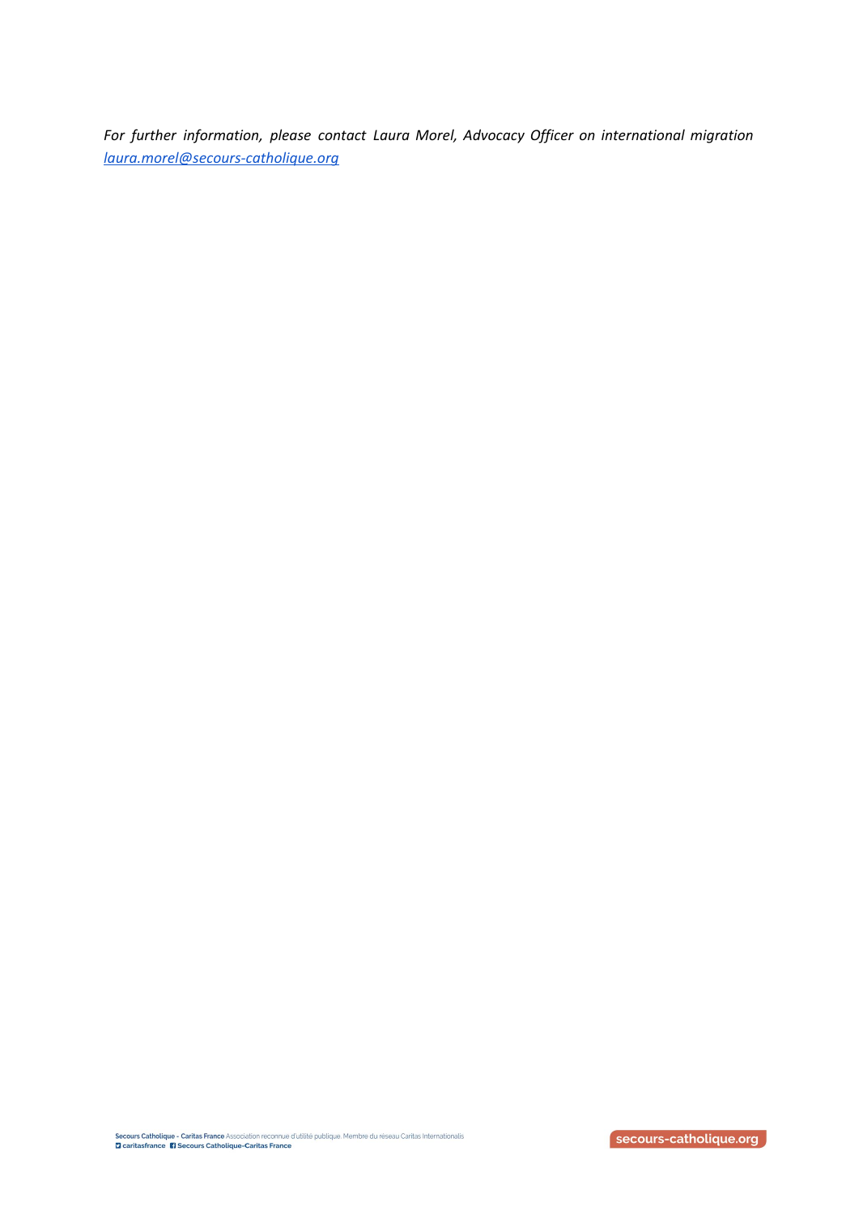*For further information, please contact Laura Morel, Advocacy Officer on international migration [laura.morel@secours-catholique.org](mailto:laura.morel@secours-catholique.org)*